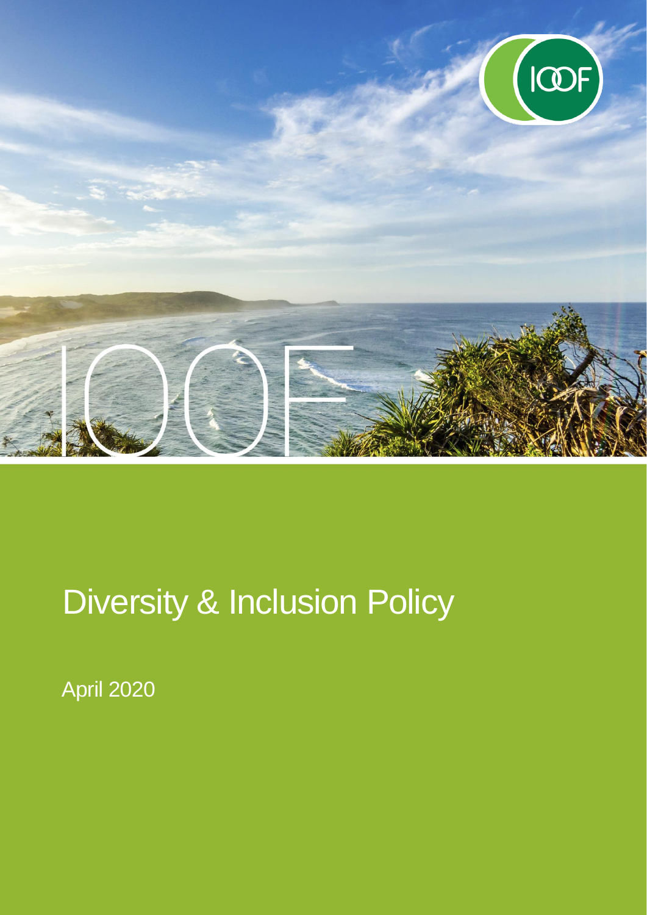# Diversity & Inclusion Policy

April 2020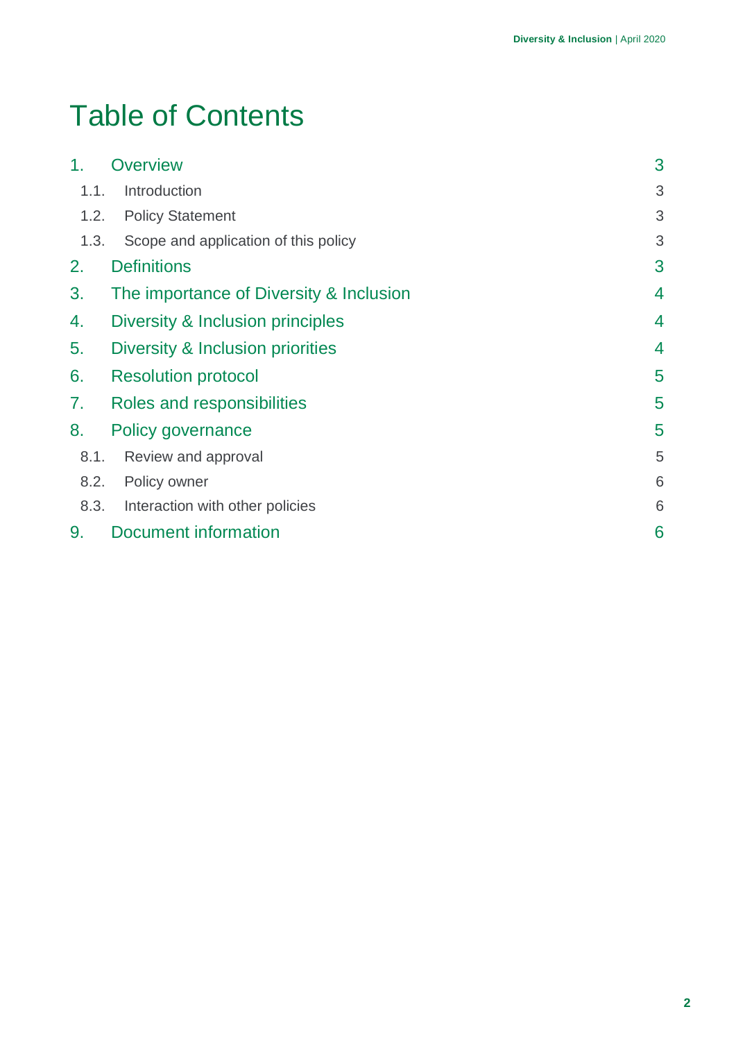# Table of Contents

1. Overview 3
   - 1.1. Introduction 3
   - 1.2. Policy Statement 3
   - 1.3. Scope and application of this policy 3
2. Definitions 3
3. The importance of Diversity & Inclusion 4
4. Diversity & Inclusion principles 4
5. Diversity & Inclusion priorities 4
6. Resolution protocol 5
7. Roles and responsibilities 5
8. Policy governance 5
   - 8.1. Review and approval 5
   - 8.2. Policy owner 6
   - 8.3. Interaction with other policies 6
9. Document information 6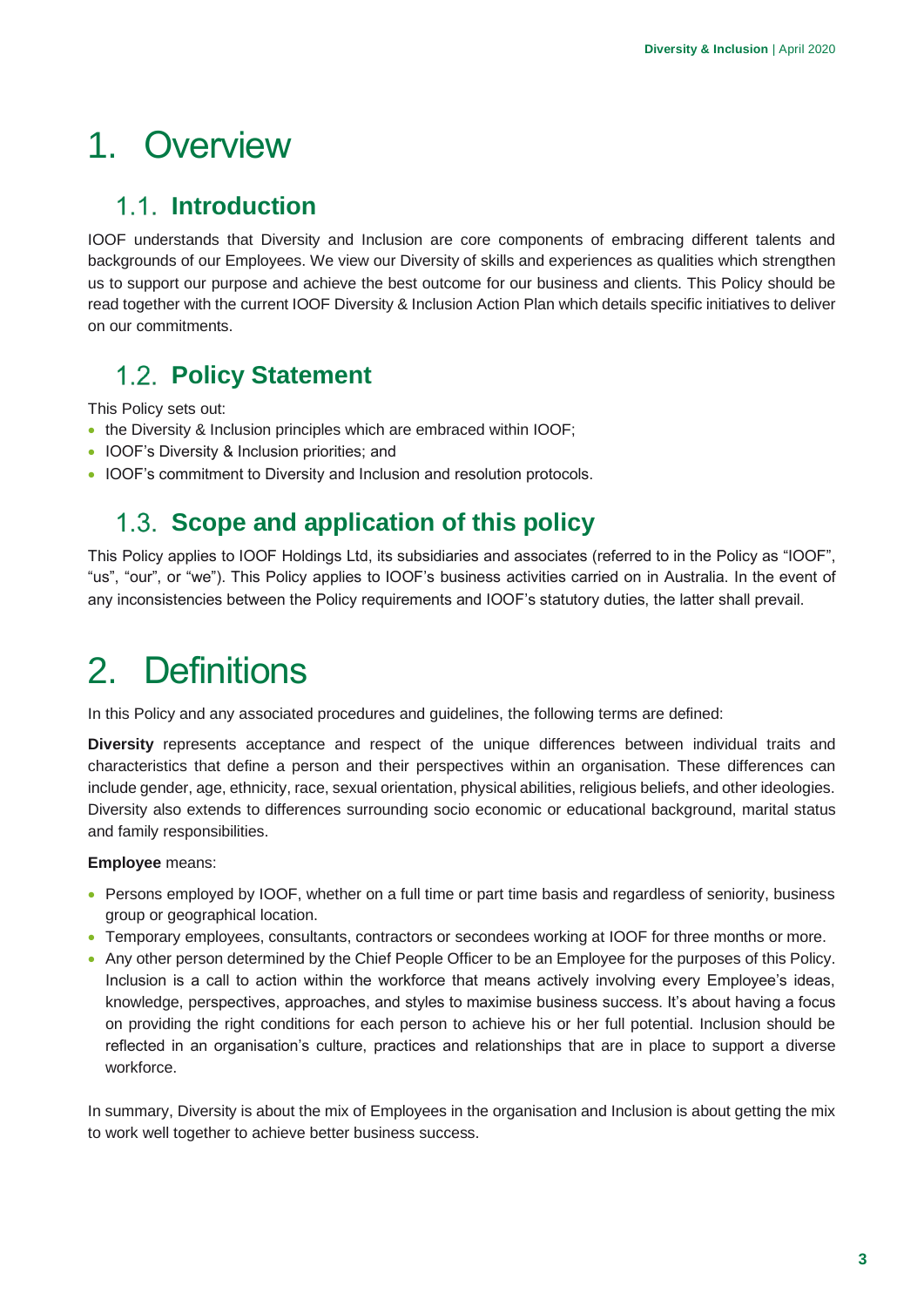# 1. Overview

## 1.1. Introduction

IOOF understands that Diversity and Inclusion are core components of embracing different talents and backgrounds of our Employees. We view our Diversity of skills and experiences as qualities which strengthen us to support our purpose and achieve the best outcome for our business and clients. This Policy should be read together with the current IOOF Diversity & Inclusion Action Plan which details specific initiatives to deliver on our commitments.

## 1.2. Policy Statement

This Policy sets out:

- the Diversity & Inclusion principles which are embraced within IOOF;
- IOOF's Diversity & Inclusion priorities; and
- IOOF's commitment to Diversity and Inclusion and resolution protocols.

## 1.3. Scope and application of this policy

This Policy applies to IOOF Holdings Ltd, its subsidiaries and associates (referred to in the Policy as "IOOF", "us", "our", or "we"). This Policy applies to IOOF's business activities carried on in Australia. In the event of any inconsistencies between the Policy requirements and IOOF's statutory duties, the latter shall prevail.

# 2. Definitions

In this Policy and any associated procedures and guidelines, the following terms are defined:

**Diversity** represents acceptance and respect of the unique differences between individual traits and characteristics that define a person and their perspectives within an organisation. These differences can include gender, age, ethnicity, race, sexual orientation, physical abilities, religious beliefs, and other ideologies. Diversity also extends to differences surrounding socio economic or educational background, marital status and family responsibilities.

**Employee** means:

- Persons employed by IOOF, whether on a full time or part time basis and regardless of seniority, business group or geographical location.
- Temporary employees, consultants, contractors or secondees working at IOOF for three months or more.
- Any other person determined by the Chief People Officer to be an Employee for the purposes of this Policy. Inclusion is a call to action within the workforce that means actively involving every Employee's ideas, knowledge, perspectives, approaches, and styles to maximise business success. It's about having a focus on providing the right conditions for each person to achieve his or her full potential. Inclusion should be reflected in an organisation's culture, practices and relationships that are in place to support a diverse workforce.

In summary, Diversity is about the mix of Employees in the organisation and Inclusion is about getting the mix to work well together to achieve better business success.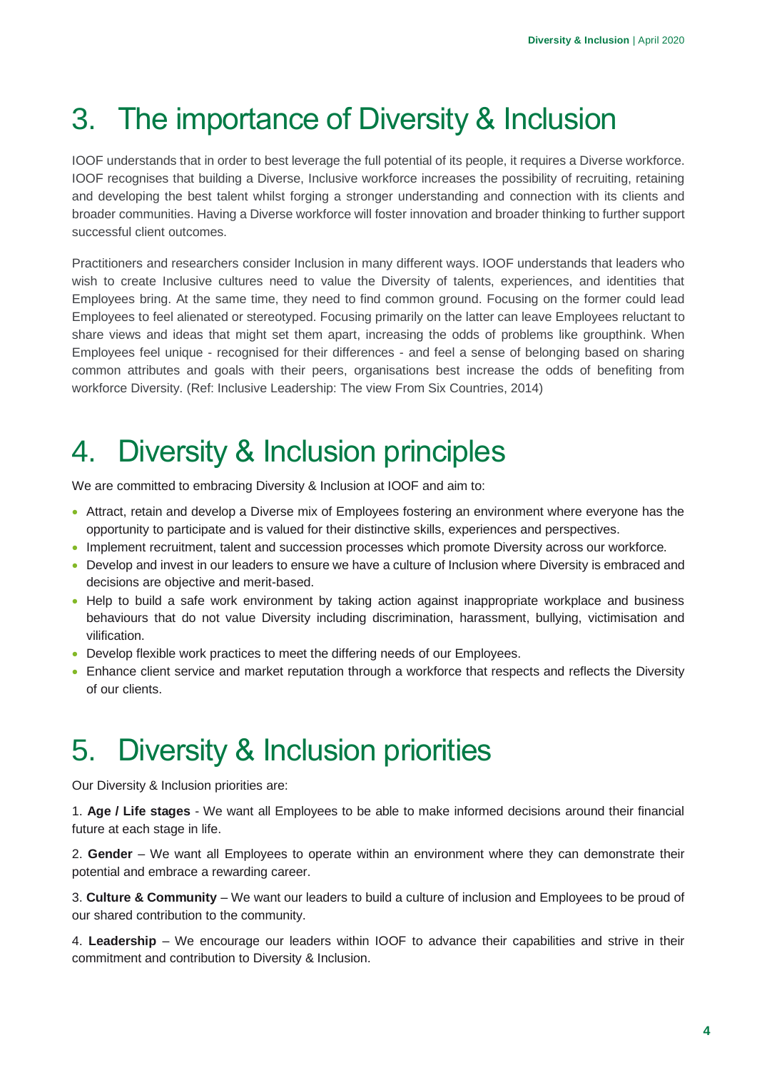# 3. The importance of Diversity & Inclusion

IOOF understands that in order to best leverage the full potential of its people, it requires a Diverse workforce. IOOF recognises that building a Diverse, Inclusive workforce increases the possibility of recruiting, retaining and developing the best talent whilst forging a stronger understanding and connection with its clients and broader communities. Having a Diverse workforce will foster innovation and broader thinking to further support successful client outcomes.

Practitioners and researchers consider Inclusion in many different ways. IOOF understands that leaders who wish to create Inclusive cultures need to value the Diversity of talents, experiences, and identities that Employees bring. At the same time, they need to find common ground. Focusing on the former could lead Employees to feel alienated or stereotyped. Focusing primarily on the latter can leave Employees reluctant to share views and ideas that might set them apart, increasing the odds of problems like groupthink. When Employees feel unique - recognised for their differences - and feel a sense of belonging based on sharing common attributes and goals with their peers, organisations best increase the odds of benefiting from workforce Diversity. (Ref: Inclusive Leadership: The view From Six Countries, 2014)

# 4. Diversity & Inclusion principles

We are committed to embracing Diversity & Inclusion at IOOF and aim to:

- Attract, retain and develop a Diverse mix of Employees fostering an environment where everyone has the opportunity to participate and is valued for their distinctive skills, experiences and perspectives.
- Implement recruitment, talent and succession processes which promote Diversity across our workforce.
- Develop and invest in our leaders to ensure we have a culture of Inclusion where Diversity is embraced and decisions are objective and merit-based.
- Help to build a safe work environment by taking action against inappropriate workplace and business behaviours that do not value Diversity including discrimination, harassment, bullying, victimisation and vilification.
- Develop flexible work practices to meet the differing needs of our Employees.
- Enhance client service and market reputation through a workforce that respects and reflects the Diversity of our clients.

# 5. Diversity & Inclusion priorities

Our Diversity & Inclusion priorities are:

1. **Age / Life stages** - We want all Employees to be able to make informed decisions around their financial future at each stage in life.

2. **Gender** – We want all Employees to operate within an environment where they can demonstrate their potential and embrace a rewarding career.

3. **Culture & Community** – We want our leaders to build a culture of inclusion and Employees to be proud of our shared contribution to the community.

4. **Leadership** – We encourage our leaders within IOOF to advance their capabilities and strive in their commitment and contribution to Diversity & Inclusion.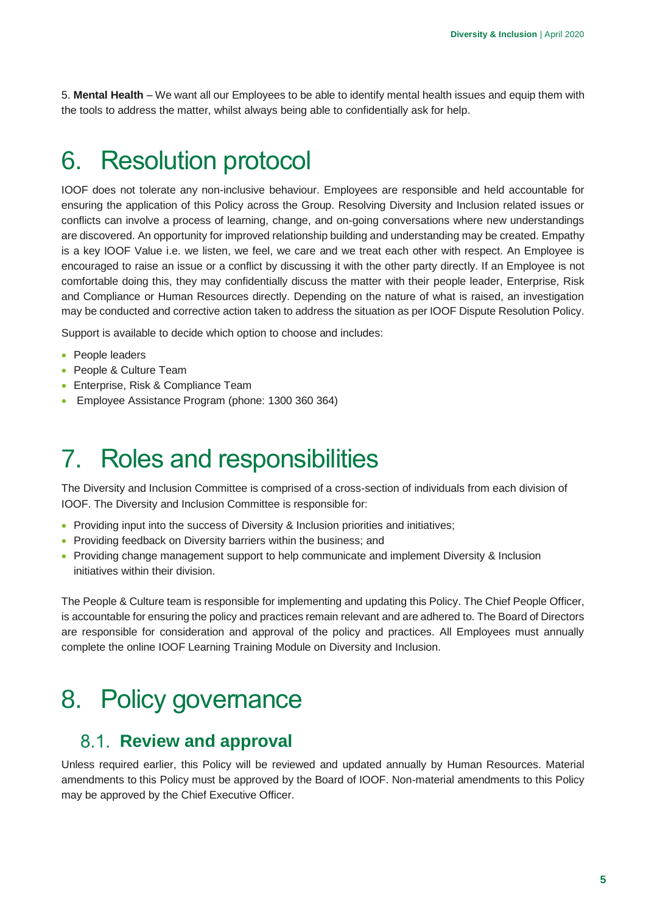5. **Mental Health** – We want all our Employees to be able to identify mental health issues and equip them with the tools to address the matter, whilst always being able to confidentially ask for help.

# 6. Resolution protocol

IOOF does not tolerate any non-inclusive behaviour. Employees are responsible and held accountable for ensuring the application of this Policy across the Group. Resolving Diversity and Inclusion related issues or conflicts can involve a process of learning, change, and on-going conversations where new understandings are discovered. An opportunity for improved relationship building and understanding may be created. Empathy is a key IOOF Value i.e. we listen, we feel, we care and we treat each other with respect. An Employee is encouraged to raise an issue or a conflict by discussing it with the other party directly. If an Employee is not comfortable doing this, they may confidentially discuss the matter with their people leader, Enterprise, Risk and Compliance or Human Resources directly. Depending on the nature of what is raised, an investigation may be conducted and corrective action taken to address the situation as per IOOF Dispute Resolution Policy.

Support is available to decide which option to choose and includes:

- People leaders
- People & Culture Team
- Enterprise, Risk & Compliance Team
- Employee Assistance Program (phone: 1300 360 364)

# 7. Roles and responsibilities

The Diversity and Inclusion Committee is comprised of a cross-section of individuals from each division of IOOF. The Diversity and Inclusion Committee is responsible for:

- Providing input into the success of Diversity & Inclusion priorities and initiatives;
- Providing feedback on Diversity barriers within the business; and
- Providing change management support to help communicate and implement Diversity & Inclusion initiatives within their division.

The People & Culture team is responsible for implementing and updating this Policy. The Chief People Officer, is accountable for ensuring the policy and practices remain relevant and are adhered to. The Board of Directors are responsible for consideration and approval of the policy and practices. All Employees must annually complete the online IOOF Learning Training Module on Diversity and Inclusion.

# 8. Policy governance

## 8.1. Review and approval

Unless required earlier, this Policy will be reviewed and updated annually by Human Resources. Material amendments to this Policy must be approved by the Board of IOOF. Non-material amendments to this Policy may be approved by the Chief Executive Officer.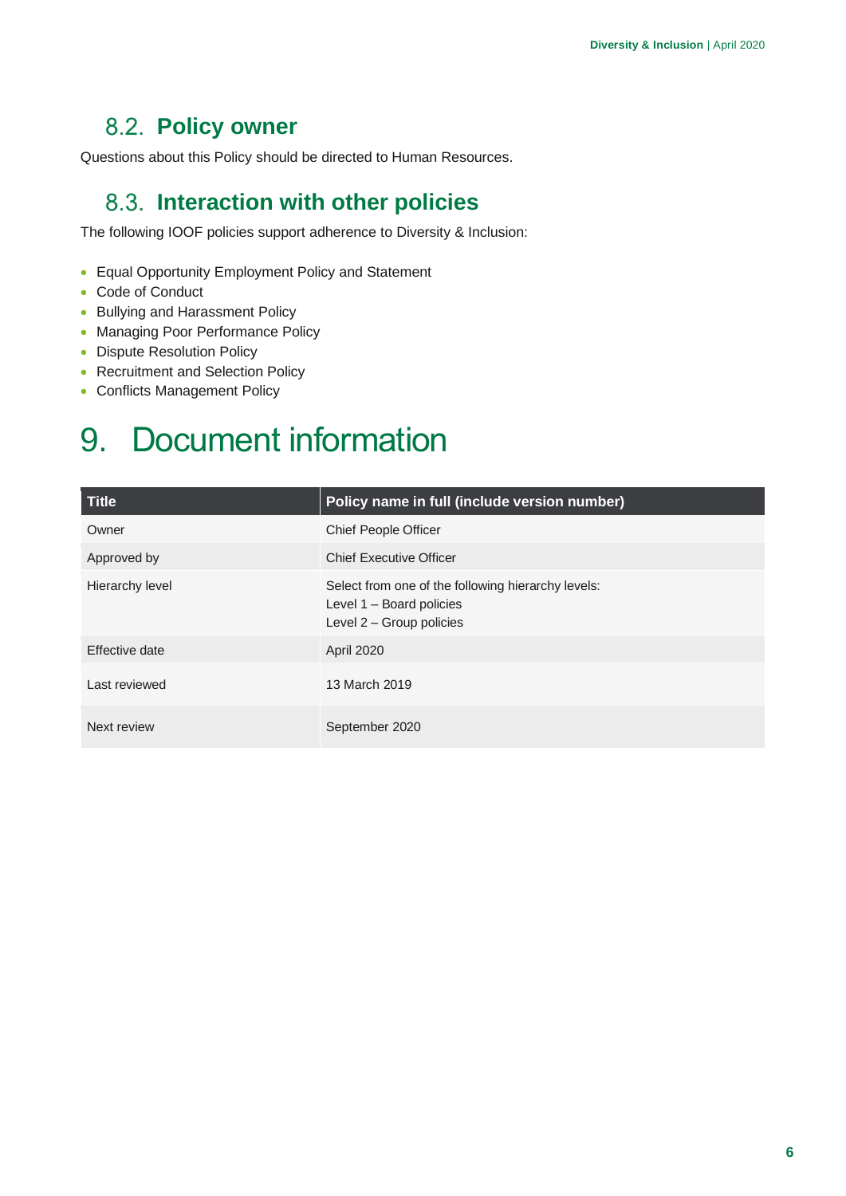## 8.2. Policy owner

Questions about this Policy should be directed to Human Resources.

## 8.3. Interaction with other policies

The following IOOF policies support adherence to Diversity & Inclusion:

- Equal Opportunity Employment Policy and Statement
- Code of Conduct
- Bullying and Harassment Policy
- Managing Poor Performance Policy
- Dispute Resolution Policy
- Recruitment and Selection Policy
- Conflicts Management Policy

# 9. Document information

| Title | Policy name in full (include version number) |
|---|---|
| Owner | Chief People Officer |
| Approved by | Chief Executive Officer |
| Hierarchy level | Select from one of the following hierarchy levels:<br>Level 1 – Board policies<br>Level 2 – Group policies |
| Effective date | April 2020 |
| Last reviewed | 13 March 2019 |
| Next review | September 2020 |